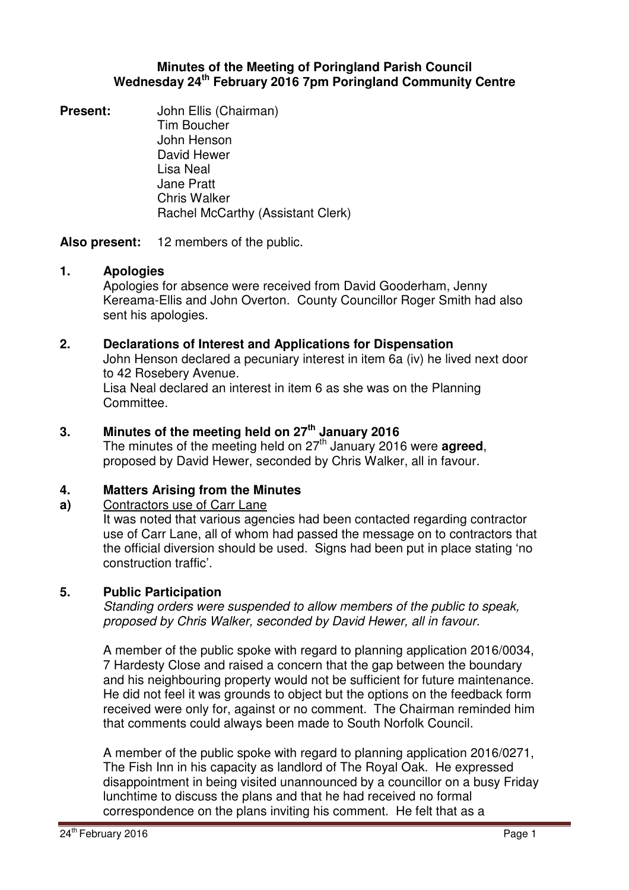# Minutes of the Meeting of Poringland Parish Council
## Wednesday 24th February 2016 7pm Poringland Community Centre

**Present:** John Ellis (Chairman)
Tim Boucher
John Henson
David Hewer
Lisa Neal
Jane Pratt
Chris Walker
Rachel McCarthy (Assistant Clerk)

**Also present:** 12 members of the public.

**1. Apologies**

Apologies for absence were received from David Gooderham, Jenny Kereama-Ellis and John Overton. County Councillor Roger Smith had also sent his apologies.

**2. Declarations of Interest and Applications for Dispensation**

John Henson declared a pecuniary interest in item 6a (iv) he lived next door to 42 Rosebery Avenue.
Lisa Neal declared an interest in item 6 as she was on the Planning Committee.

**3. Minutes of the meeting held on 27th January 2016**

The minutes of the meeting held on 27th January 2016 were **agreed**, proposed by David Hewer, seconded by Chris Walker, all in favour.

**4. Matters Arising from the Minutes**

**a)** Contractors use of Carr Lane

It was noted that various agencies had been contacted regarding contractor use of Carr Lane, all of whom had passed the message on to contractors that the official diversion should be used. Signs had been put in place stating 'no construction traffic'.

**5. Public Participation**

*Standing orders were suspended to allow members of the public to speak, proposed by Chris Walker, seconded by David Hewer, all in favour.*

A member of the public spoke with regard to planning application 2016/0034, 7 Hardesty Close and raised a concern that the gap between the boundary and his neighbouring property would not be sufficient for future maintenance. He did not feel it was grounds to object but the options on the feedback form received were only for, against or no comment. The Chairman reminded him that comments could always been made to South Norfolk Council.

A member of the public spoke with regard to planning application 2016/0271, The Fish Inn in his capacity as landlord of The Royal Oak. He expressed disappointment in being visited unannounced by a councillor on a busy Friday lunchtime to discuss the plans and that he had received no formal correspondence on the plans inviting his comment. He felt that as a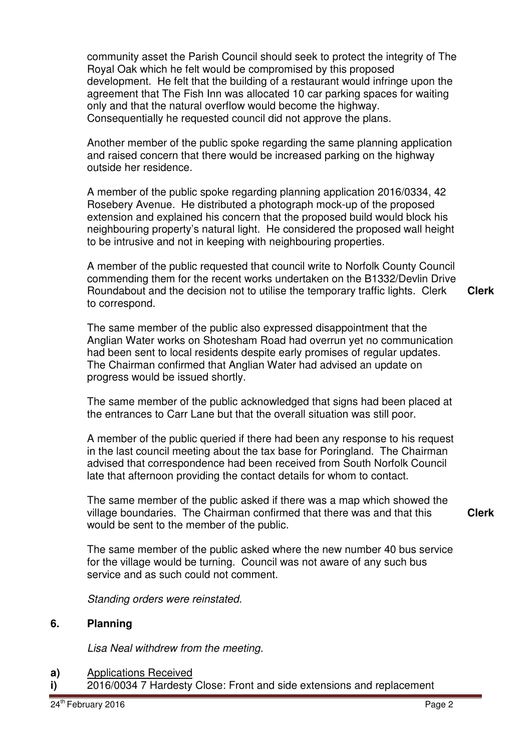community asset the Parish Council should seek to protect the integrity of The Royal Oak which he felt would be compromised by this proposed development. He felt that the building of a restaurant would infringe upon the agreement that The Fish Inn was allocated 10 car parking spaces for waiting only and that the natural overflow would become the highway. Consequentially he requested council did not approve the plans.

Another member of the public spoke regarding the same planning application and raised concern that there would be increased parking on the highway outside her residence.

A member of the public spoke regarding planning application 2016/0334, 42 Rosebery Avenue. He distributed a photograph mock-up of the proposed extension and explained his concern that the proposed build would block his neighbouring property's natural light. He considered the proposed wall height to be intrusive and not in keeping with neighbouring properties.

A member of the public requested that council write to Norfolk County Council commending them for the recent works undertaken on the B1332/Devlin Drive Roundabout and the decision not to utilise the temporary traffic lights. Clerk to correspond. **Clerk**

The same member of the public also expressed disappointment that the Anglian Water works on Shotesham Road had overrun yet no communication had been sent to local residents despite early promises of regular updates. The Chairman confirmed that Anglian Water had advised an update on progress would be issued shortly.

The same member of the public acknowledged that signs had been placed at the entrances to Carr Lane but that the overall situation was still poor.

A member of the public queried if there had been any response to his request in the last council meeting about the tax base for Poringland. The Chairman advised that correspondence had been received from South Norfolk Council late that afternoon providing the contact details for whom to contact.

The same member of the public asked if there was a map which showed the village boundaries. The Chairman confirmed that there was and that this would be sent to the member of the public. **Clerk**

The same member of the public asked where the new number 40 bus service for the village would be turning. Council was not aware of any such bus service and as such could not comment.

*Standing orders were reinstated.*

## 6. Planning

*Lisa Neal withdrew from the meeting.*

**a)** Applications Received

**i)** 2016/0034 7 Hardesty Close: Front and side extensions and replacement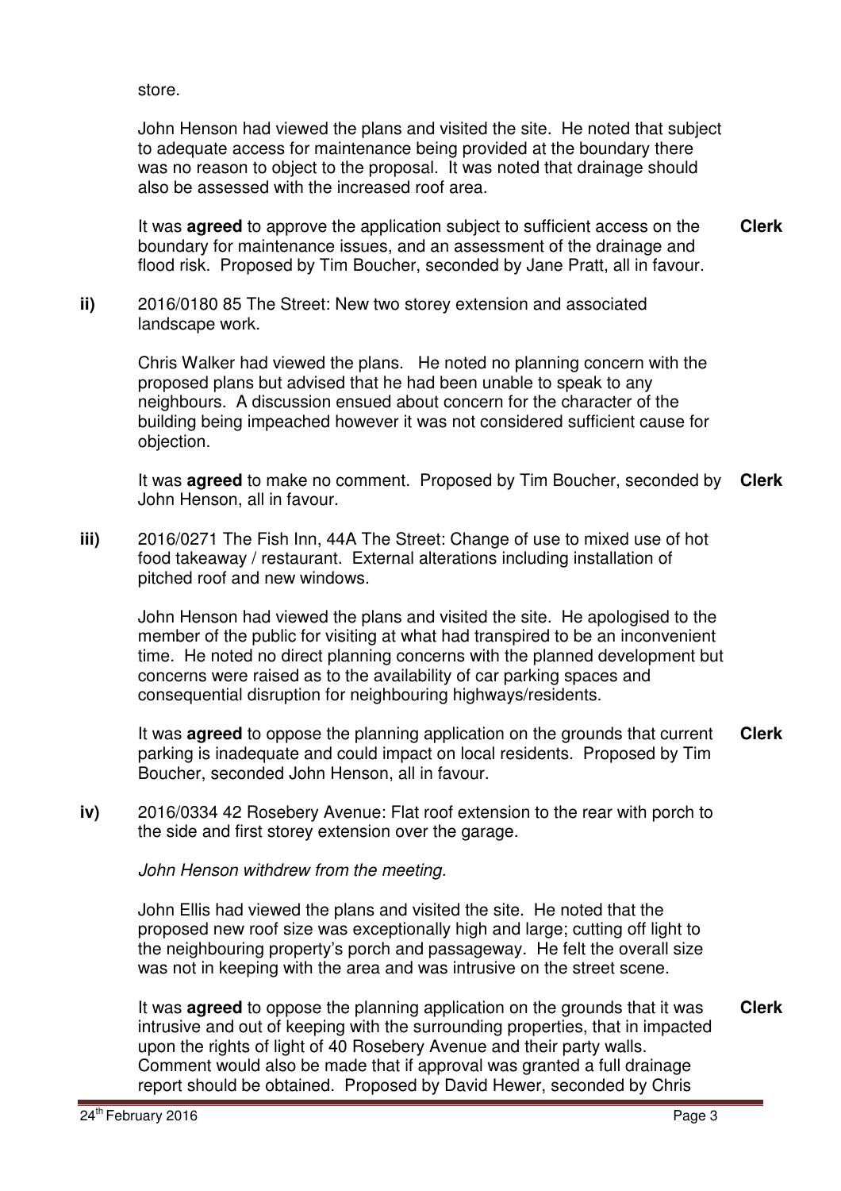store.

John Henson had viewed the plans and visited the site. He noted that subject to adequate access for maintenance being provided at the boundary there was no reason to object to the proposal. It was noted that drainage should also be assessed with the increased roof area.

It was **agreed** to approve the application subject to sufficient access on the boundary for maintenance issues, and an assessment of the drainage and flood risk. Proposed by Tim Boucher, seconded by Jane Pratt, all in favour. **Clerk**

**ii)** 2016/0180 85 The Street: New two storey extension and associated landscape work.

Chris Walker had viewed the plans. He noted no planning concern with the proposed plans but advised that he had been unable to speak to any neighbours. A discussion ensued about concern for the character of the building being impeached however it was not considered sufficient cause for objection.

It was **agreed** to make no comment. Proposed by Tim Boucher, seconded by John Henson, all in favour. **Clerk**

**iii)** 2016/0271 The Fish Inn, 44A The Street: Change of use to mixed use of hot food takeaway / restaurant. External alterations including installation of pitched roof and new windows.

John Henson had viewed the plans and visited the site. He apologised to the member of the public for visiting at what had transpired to be an inconvenient time. He noted no direct planning concerns with the planned development but concerns were raised as to the availability of car parking spaces and consequential disruption for neighbouring highways/residents.

It was **agreed** to oppose the planning application on the grounds that current parking is inadequate and could impact on local residents. Proposed by Tim Boucher, seconded John Henson, all in favour. **Clerk**

**iv)** 2016/0334 42 Rosebery Avenue: Flat roof extension to the rear with porch to the side and first storey extension over the garage.

*John Henson withdrew from the meeting.*

John Ellis had viewed the plans and visited the site. He noted that the proposed new roof size was exceptionally high and large; cutting off light to the neighbouring property's porch and passageway. He felt the overall size was not in keeping with the area and was intrusive on the street scene.

It was **agreed** to oppose the planning application on the grounds that it was intrusive and out of keeping with the surrounding properties, that in impacted upon the rights of light of 40 Rosebery Avenue and their party walls. Comment would also be made that if approval was granted a full drainage report should be obtained. Proposed by David Hewer, seconded by Chris **Clerk**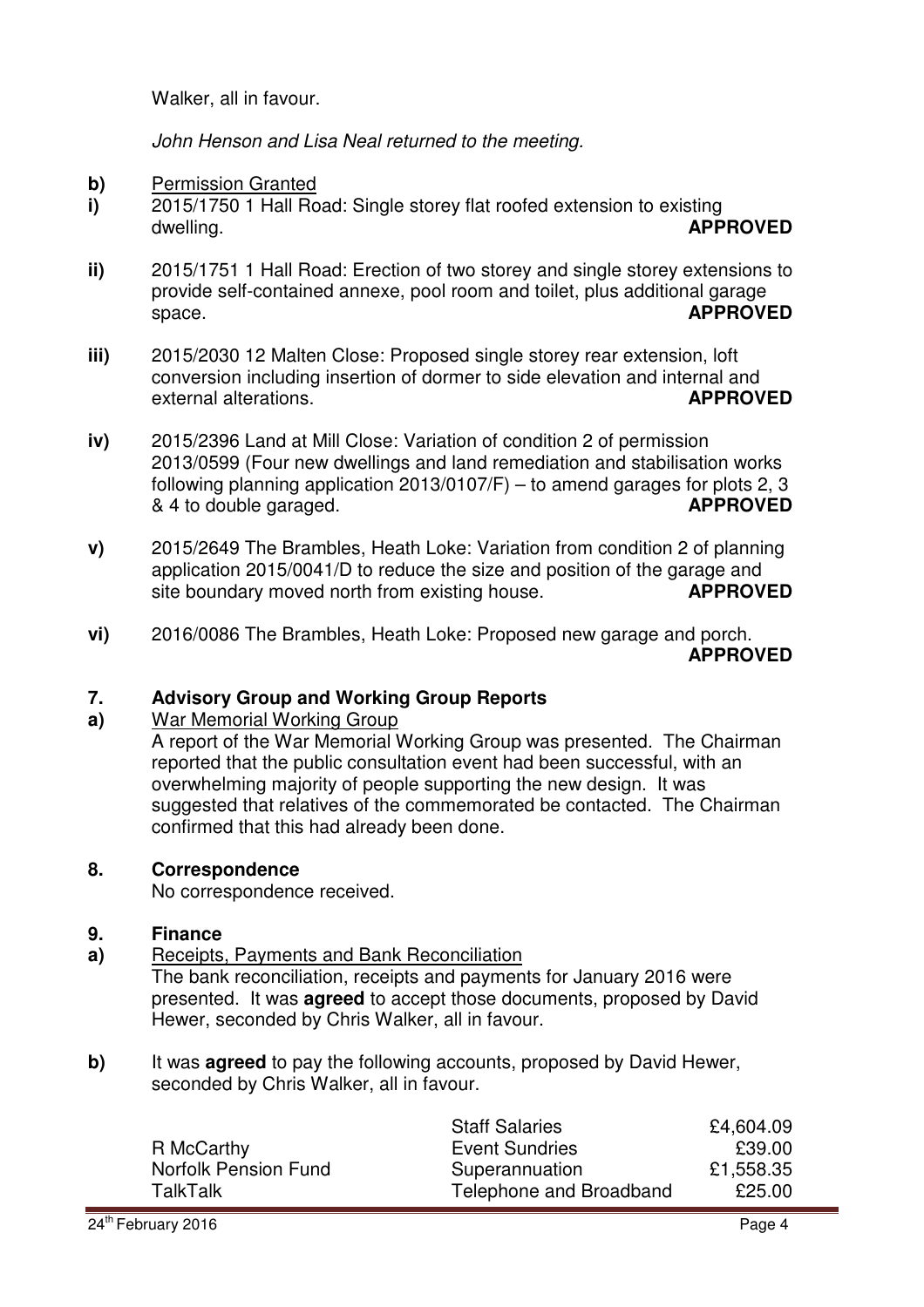Walker, all in favour.

*John Henson and Lisa Neal returned to the meeting.*

**b)** Permission Granted

**i)** 2015/1750 1 Hall Road: Single storey flat roofed extension to existing dwelling. **APPROVED**

**ii)** 2015/1751 1 Hall Road: Erection of two storey and single storey extensions to provide self-contained annexe, pool room and toilet, plus additional garage space. **APPROVED**

**iii)** 2015/2030 12 Malten Close: Proposed single storey rear extension, loft conversion including insertion of dormer to side elevation and internal and external alterations. **APPROVED**

**iv)** 2015/2396 Land at Mill Close: Variation of condition 2 of permission 2013/0599 (Four new dwellings and land remediation and stabilisation works following planning application 2013/0107/F) – to amend garages for plots 2, 3 & 4 to double garaged. **APPROVED**

**v)** 2015/2649 The Brambles, Heath Loke: Variation from condition 2 of planning application 2015/0041/D to reduce the size and position of the garage and site boundary moved north from existing house. **APPROVED**

**vi)** 2016/0086 The Brambles, Heath Loke: Proposed new garage and porch. **APPROVED**

## 7. Advisory Group and Working Group Reports

**a)** War Memorial Working Group

A report of the War Memorial Working Group was presented. The Chairman reported that the public consultation event had been successful, with an overwhelming majority of people supporting the new design. It was suggested that relatives of the commemorated be contacted. The Chairman confirmed that this had already been done.

## 8. Correspondence

No correspondence received.

## 9. Finance

**a)** Receipts, Payments and Bank Reconciliation

The bank reconciliation, receipts and payments for January 2016 were presented. It was **agreed** to accept those documents, proposed by David Hewer, seconded by Chris Walker, all in favour.

**b)** It was **agreed** to pay the following accounts, proposed by David Hewer, seconded by Chris Walker, all in favour.

| | | |
|---|---|---|
| | Staff Salaries | £4,604.09 |
| R McCarthy | Event Sundries | £39.00 |
| Norfolk Pension Fund | Superannuation | £1,558.35 |
| TalkTalk | Telephone and Broadband | £25.00 |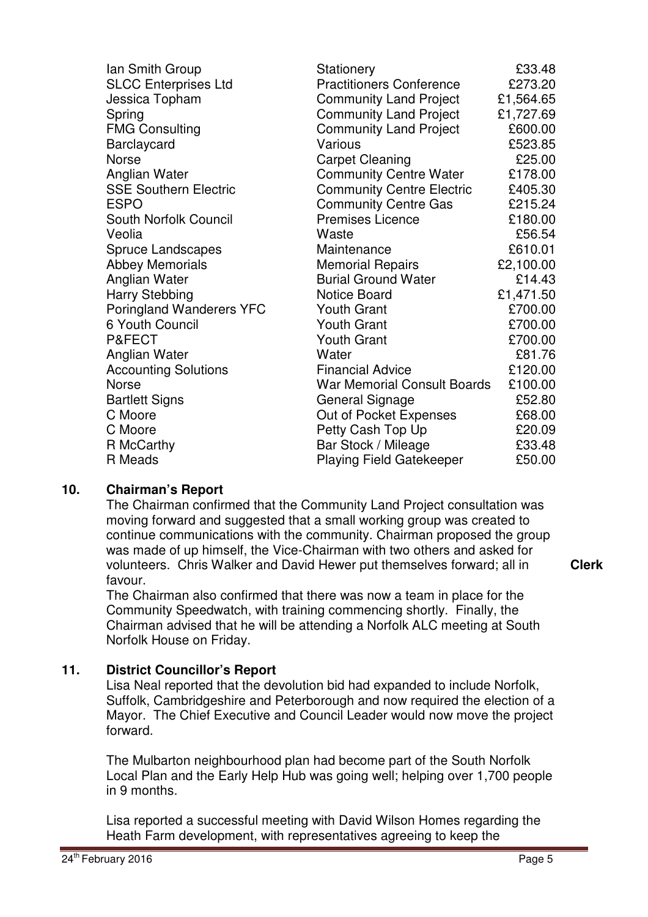| | | |
|---|---|---|
| Ian Smith Group | Stationery | £33.48 |
| SLCC Enterprises Ltd | Practitioners Conference | £273.20 |
| Jessica Topham | Community Land Project | £1,564.65 |
| Spring | Community Land Project | £1,727.69 |
| FMG Consulting | Community Land Project | £600.00 |
| Barclaycard | Various | £523.85 |
| Norse | Carpet Cleaning | £25.00 |
| Anglian Water | Community Centre Water | £178.00 |
| SSE Southern Electric | Community Centre Electric | £405.30 |
| ESPO | Community Centre Gas | £215.24 |
| South Norfolk Council | Premises Licence | £180.00 |
| Veolia | Waste | £56.54 |
| Spruce Landscapes | Maintenance | £610.01 |
| Abbey Memorials | Memorial Repairs | £2,100.00 |
| Anglian Water | Burial Ground Water | £14.43 |
| Harry Stebbing | Notice Board | £1,471.50 |
| Poringland Wanderers YFC | Youth Grant | £700.00 |
| 6 Youth Council | Youth Grant | £700.00 |
| P&FECT | Youth Grant | £700.00 |
| Anglian Water | Water | £81.76 |
| Accounting Solutions | Financial Advice | £120.00 |
| Norse | War Memorial Consult Boards | £100.00 |
| Bartlett Signs | General Signage | £52.80 |
| C Moore | Out of Pocket Expenses | £68.00 |
| C Moore | Petty Cash Top Up | £20.09 |
| R McCarthy | Bar Stock / Mileage | £33.48 |
| R Meads | Playing Field Gatekeeper | £50.00 |

## 10. Chairman's Report

The Chairman confirmed that the Community Land Project consultation was moving forward and suggested that a small working group was created to continue communications with the community. Chairman proposed the group was made of up himself, the Vice-Chairman with two others and asked for volunteers. Chris Walker and David Hewer put themselves forward; all in favour. **Clerk**

The Chairman also confirmed that there was now a team in place for the Community Speedwatch, with training commencing shortly. Finally, the Chairman advised that he will be attending a Norfolk ALC meeting at South Norfolk House on Friday.

## 11. District Councillor's Report

Lisa Neal reported that the devolution bid had expanded to include Norfolk, Suffolk, Cambridgeshire and Peterborough and now required the election of a Mayor. The Chief Executive and Council Leader would now move the project forward.

The Mulbarton neighbourhood plan had become part of the South Norfolk Local Plan and the Early Help Hub was going well; helping over 1,700 people in 9 months.

Lisa reported a successful meeting with David Wilson Homes regarding the Heath Farm development, with representatives agreeing to keep the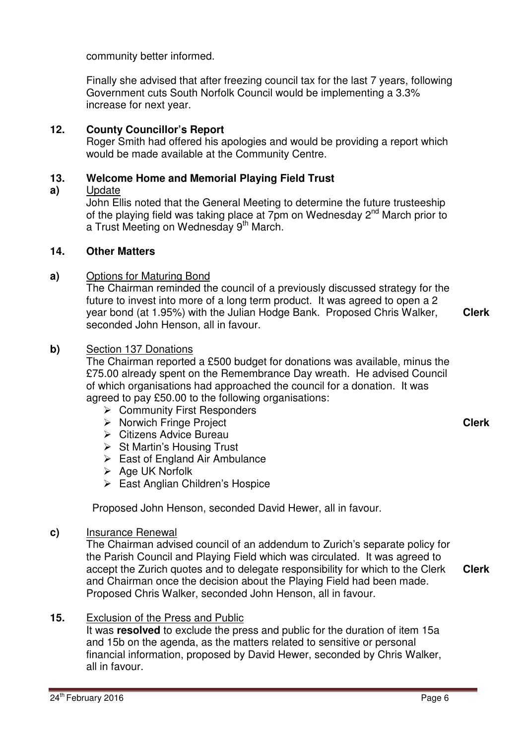community better informed.

Finally she advised that after freezing council tax for the last 7 years, following Government cuts South Norfolk Council would be implementing a 3.3% increase for next year.

**12. County Councillor's Report**

Roger Smith had offered his apologies and would be providing a report which would be made available at the Community Centre.

**13. Welcome Home and Memorial Playing Field Trust**

**a)** Update

John Ellis noted that the General Meeting to determine the future trusteeship of the playing field was taking place at 7pm on Wednesday 2nd March prior to a Trust Meeting on Wednesday 9th March.

**14. Other Matters**

**a)** Options for Maturing Bond

The Chairman reminded the council of a previously discussed strategy for the future to invest into more of a long term product. It was agreed to open a 2 year bond (at 1.95%) with the Julian Hodge Bank. Proposed Chris Walker, seconded John Henson, all in favour. **Clerk**

**b)** Section 137 Donations

The Chairman reported a £500 budget for donations was available, minus the £75.00 already spent on the Remembrance Day wreath. He advised Council of which organisations had approached the council for a donation. It was agreed to pay £50.00 to the following organisations: **Clerk**

- Community First Responders
- Norwich Fringe Project
- Citizens Advice Bureau
- St Martin's Housing Trust
- East of England Air Ambulance
- Age UK Norfolk
- East Anglian Children's Hospice

Proposed John Henson, seconded David Hewer, all in favour.

**c)** Insurance Renewal

The Chairman advised council of an addendum to Zurich's separate policy for the Parish Council and Playing Field which was circulated. It was agreed to accept the Zurich quotes and to delegate responsibility for which to the Clerk and Chairman once the decision about the Playing Field had been made. Proposed Chris Walker, seconded John Henson, all in favour. **Clerk**

**15.** Exclusion of the Press and Public

It was **resolved** to exclude the press and public for the duration of item 15a and 15b on the agenda, as the matters related to sensitive or personal financial information, proposed by David Hewer, seconded by Chris Walker, all in favour.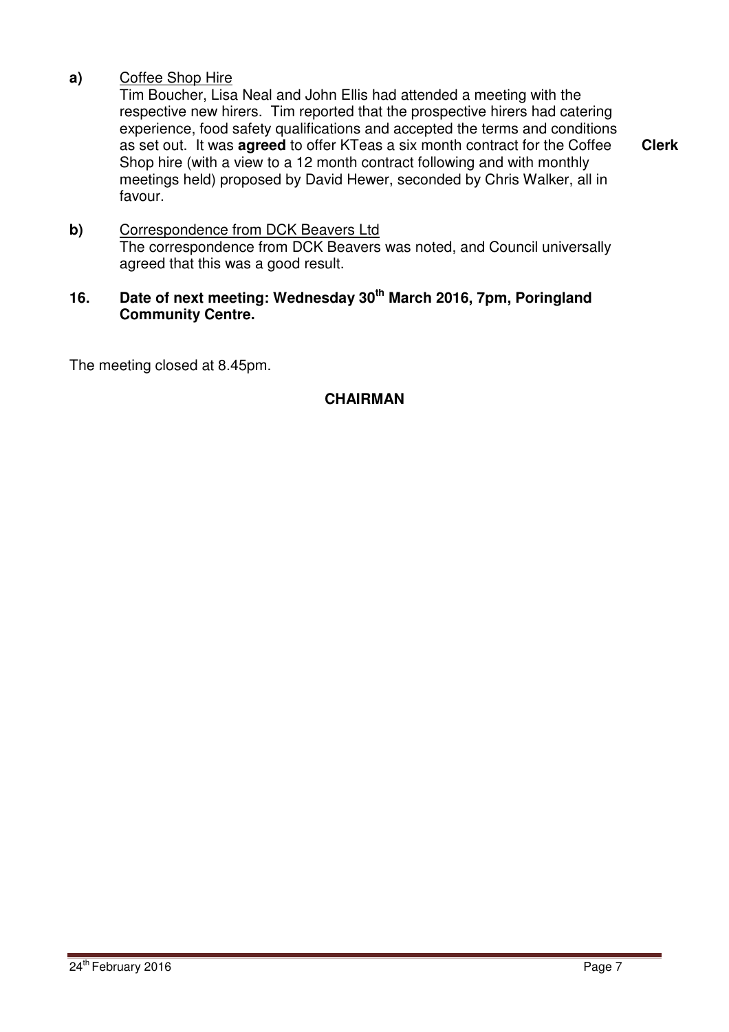**a)** Coffee Shop Hire

Tim Boucher, Lisa Neal and John Ellis had attended a meeting with the respective new hirers. Tim reported that the prospective hirers had catering experience, food safety qualifications and accepted the terms and conditions as set out. It was **agreed** to offer KTeas a six month contract for the Coffee Shop hire (with a view to a 12 month contract following and with monthly meetings held) proposed by David Hewer, seconded by Chris Walker, all in favour. **Clerk**

**b)** Correspondence from DCK Beavers Ltd

The correspondence from DCK Beavers was noted, and Council universally agreed that this was a good result.

**16. Date of next meeting: Wednesday 30th March 2016, 7pm, Poringland Community Centre.**

The meeting closed at 8.45pm.

**CHAIRMAN**